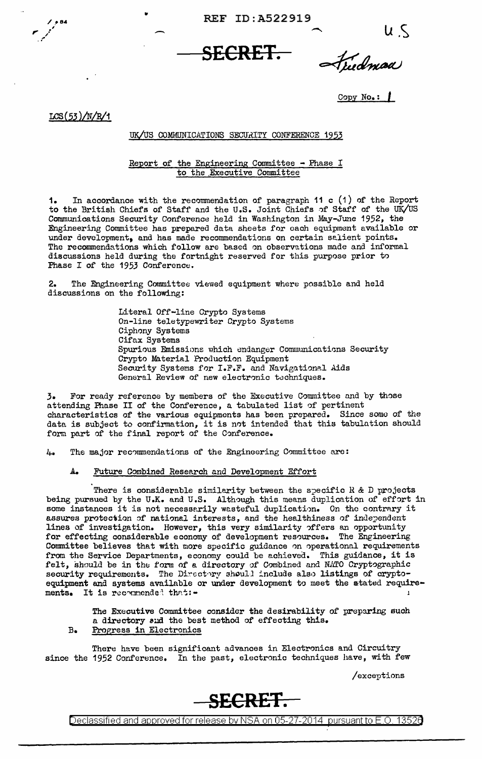REF ID:A522919

SECRET

U.S

Friedman

Copy No.: 1

LCS(53)/N/R/1

UK/US COMMUNICATIONS SECURITY CONFERENCE 1953

Report of the Engineering Committee - Phase I
to the Executive Committee

1. In accordance with the recommendation of paragraph 11 c (1) of the Report to the British Chiefs of Staff and the U.S. Joint Chiefs of Staff of the UK/US Communications Security Conference held in Washington in May-June 1952, the Engineering Committee has prepared data sheets for each equipment available or under development, and has made recommendations on certain salient points. The recommendations which follow are based on observations made and informal discussions held during the fortnight reserved for this purpose prior to Phase I of the 1953 Conference.

2. The Engineering Committee viewed equipment where possible and held discussions on the following:

- Literal Off-line Crypto Systems
- On-line teletypewriter Crypto Systems
- Ciphony Systems
- Cifax Systems
- Spurious Emissions which endanger Communications Security
- Crypto Material Production Equipment
- Security Systems for I.F.F. and Navigational Aids
- General Review of new electronic techniques.

3. For ready reference by members of the Executive Committee and by those attending Phase II of the Conference, a tabulated list of pertinent characteristics of the various equipments has been prepared. Since some of the data is subject to confirmation, it is not intended that this tabulation should form part of the final report of the Conference.

4. The major recommendations of the Engineering Committee are:

A. Future Combined Research and Development Effort

There is considerable similarity between the specific R & D projects being pursued by the U.K. and U.S. Although this means duplication of effort in some instances it is not necessarily wasteful duplication. On the contrary it assures protection of national interests, and the healthiness of independent lines of investigation. However, this very similarity offers an opportunity for effecting considerable economy of development resources. The Engineering Committee believes that with more specific guidance on operational requirements from the Service Departments, economy could be achieved. This guidance, it is felt, should be in the form of a directory of Combined and NATO Cryptographic security requirements. The Directory should include also listings of crypto-equipment and systems available or under development to meet the stated requirements. It is recommended that:-

The Executive Committee consider the desirability of preparing such a directory and the best method of effecting this.

B. Progress in Electronics

There have been significant advances in Electronics and Circuitry since the 1952 Conference. In the past, electronic techniques have, with few

/exceptions

SECRET

Declassified and approved for release by NSA on 05-27-2014 pursuant to E.O. 13526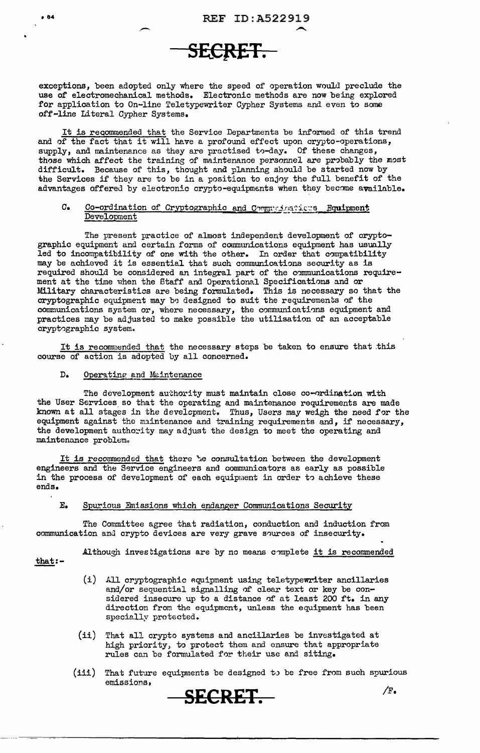exceptions, been adopted only where the speed of operation would preclude the use of electromechanical methods. Electronic methods are now being explored for application to On-line Teletypewriter Cypher Systems and even to some off-line Literal Cypher Systems.

It is recommended that the Service Departments be informed of this trend and of the fact that it will have a profound effect upon crypto-operations, supply, and maintenance as they are practised to-day. Of these changes, those which affect the training of maintenance personnel are probably the most difficult. Because of this, thought and planning should be started now by the Services if they are to be in a position to enjoy the full benefit of the advantages offered by electronic crypto-equipments when they become available.

C. Co-ordination of Cryptographic and Communications Equipment Development

The present practice of almost independent development of cryptographic equipment and certain forms of communications equipment has usually led to incompatibility of one with the other. In order that compatibility may be achieved it is essential that such communications security as is required should be considered an integral part of the communications requirement at the time when the Staff and Operational Specifications and or Military characteristics are being formulated. This is necessary so that the cryptographic equipment may be designed to suit the requirements of the communications system or, where necessary, the communications equipment and practices may be adjusted to make possible the utilisation of an acceptable cryptographic system.

It is recommended that the necessary steps be taken to ensure that this course of action is adopted by all concerned.

D. Operating and Maintenance

The development authority must maintain close co-ordination with the User Services so that the operating and maintenance requirements are made known at all stages in the development. Thus, Users may weigh the need for the equipment against the maintenance and training requirements and, if necessary, the development authority may adjust the design to meet the operating and maintenance problem.

It is recommended that there be consultation between the development engineers and the Service engineers and communicators as early as possible in the process of development of each equipment in order to achieve these ends.

E. Spurious Emissions which endanger Communications Security

The Committee agree that radiation, conduction and induction from communication and crypto devices are very grave sources of insecurity.

Although investigations are by no means complete it is recommended that:-

(i) All cryptographic equipment using teletypewriter ancillaries and/or sequential signalling of clear text or key be considered insecure up to a distance of at least 200 ft. in any direction from the equipment, unless the equipment has been specially protected.

(ii) That all crypto systems and ancillaries be investigated at high priority, to protect them and ensure that appropriate rules can be formulated for their use and siting.

(iii) That future equipments be designed to be free from such spurious emissions,

/F.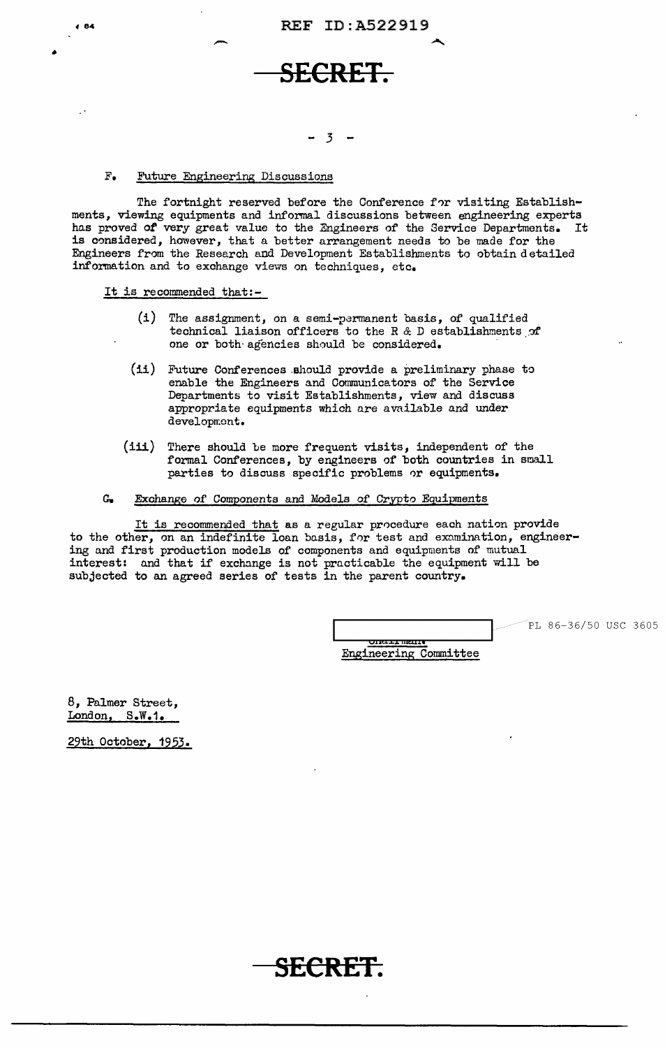SECRET

F. Future Engineering Discussions

The fortnight reserved before the Conference for visiting Establishments, viewing equipments and informal discussions between engineering experts has proved of very great value to the Engineers of the Service Departments. It is considered, however, that a better arrangement needs to be made for the Engineers from the Research and Development Establishments to obtain detailed information and to exchange views on techniques, etc.

It is recommended that:-

(i) The assignment, on a semi-permanent basis, of qualified technical liaison officers to the R & D establishments of one or both agencies should be considered.

(ii) Future Conferences should provide a preliminary phase to enable the Engineers and Communicators of the Service Departments to visit Establishments, view and discuss appropriate equipments which are available and under development.

(iii) There should be more frequent visits, independent of the formal Conferences, by engineers of both countries in small parties to discuss specific problems or equipments.

G. Exchange of Components and Models of Crypto Equipments

It is recommended that as a regular procedure each nation provide to the other, on an indefinite loan basis, for test and examination, engineering and first production models of components and equipments of mutual interest: and that if exchange is not practicable the equipment will be subjected to an agreed series of tests in the parent country.

[ ] PL 86-36/50 USC 3605

Chairman
Engineering Committee

8, Palmer Street,
London, S.W.1.

29th October, 1953.

SECRET